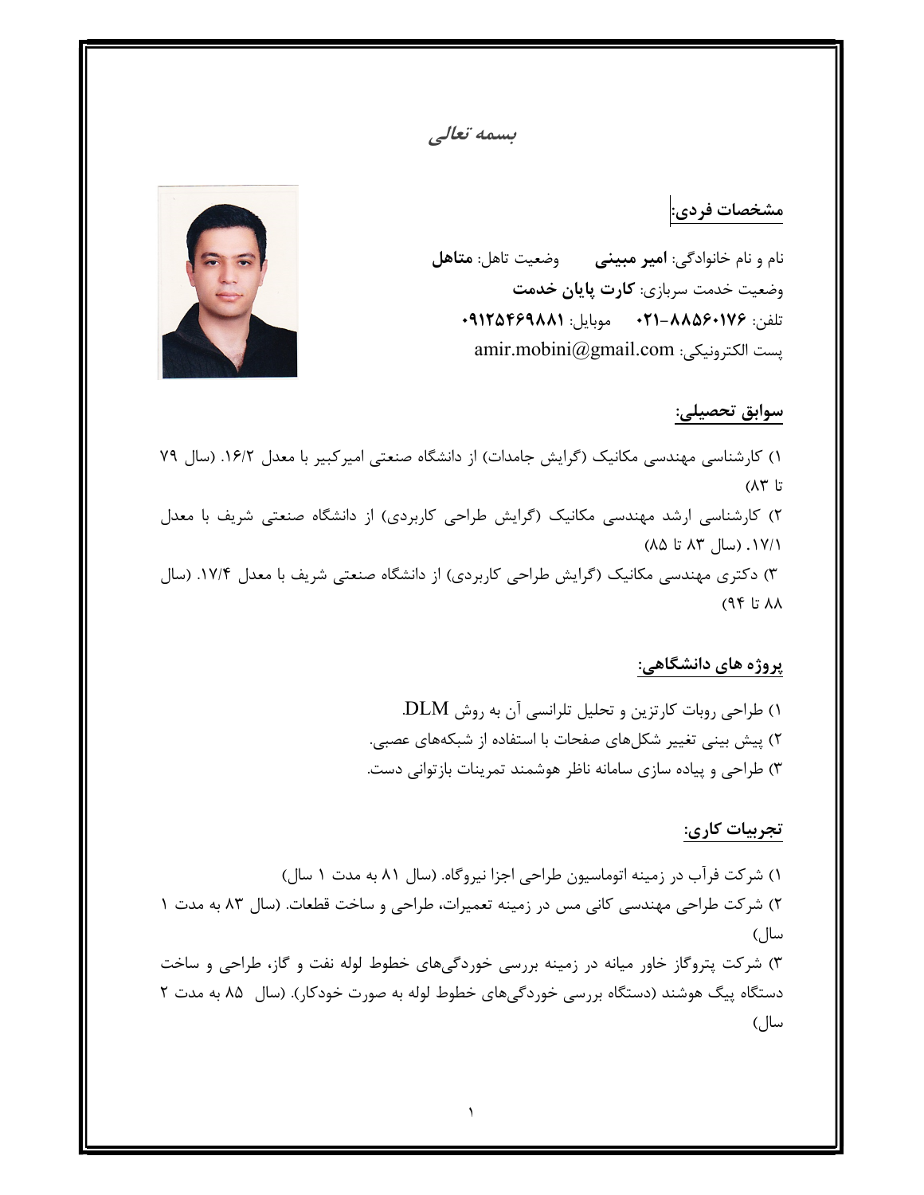**بسمه تعالی**

## مشخصات فردی:

نام و نام خانوادگی: **امیر مبینی** وضعیت تاهل: **متاهل**

وضعیت خدمت سربازی: **کارت پایان خدمت**

تلفن: **۰۲۱-۸۸۵۶۰۱۷۶** موبایل: **۰۹۱۲۵۴۶۹۸۸۱**

پست الکترونیکی: amir.mobini@gmail.com

## سوابق تحصیلی:

۱) کارشناسی مهندسی مکانیک (گرایش جامدات) از دانشگاه صنعتی امیرکبیر با معدل ۱۶/۲. (سال ۷۹ تا ۸۳)

۲) کارشناسی ارشد مهندسی مکانیک (گرایش طراحی کاربردی) از دانشگاه صنعتی شریف با معدل ۱۷/۱. (سال ۸۳ تا ۸۵)

۳) دکتری مهندسی مکانیک (گرایش طراحی کاربردی) از دانشگاه صنعتی شریف با معدل ۱۷/۴. (سال ۸۸ تا ۹۴)

## پروژه های دانشگاهی:

۱) طراحی روبات کارتزین و تحلیل تلرانسی آن به روش DLM.

۲) پیش بینی تغییر شکل‌های صفحات با استفاده از شبکه‌های عصبی.

۳) طراحی و پیاده سازی سامانه ناظر هوشمند تمرینات بازتوانی دست.

## تجربیات کاری:

۱) شرکت فرآب در زمینه اتوماسیون طراحی اجزا نیروگاه. (سال ۸۱ به مدت ۱ سال)

۲) شرکت طراحی مهندسی کانی مس در زمینه تعمیرات، طراحی و ساخت قطعات. (سال ۸۳ به مدت ۱ سال)

۳) شرکت پتروگاز خاور میانه در زمینه بررسی خوردگی‌های خطوط لوله نفت و گاز، طراحی و ساخت دستگاه پیگ هوشند (دستگاه بررسی خوردگی‌های خطوط لوله به صورت خودکار). (سال ۸۵ به مدت ۲ سال)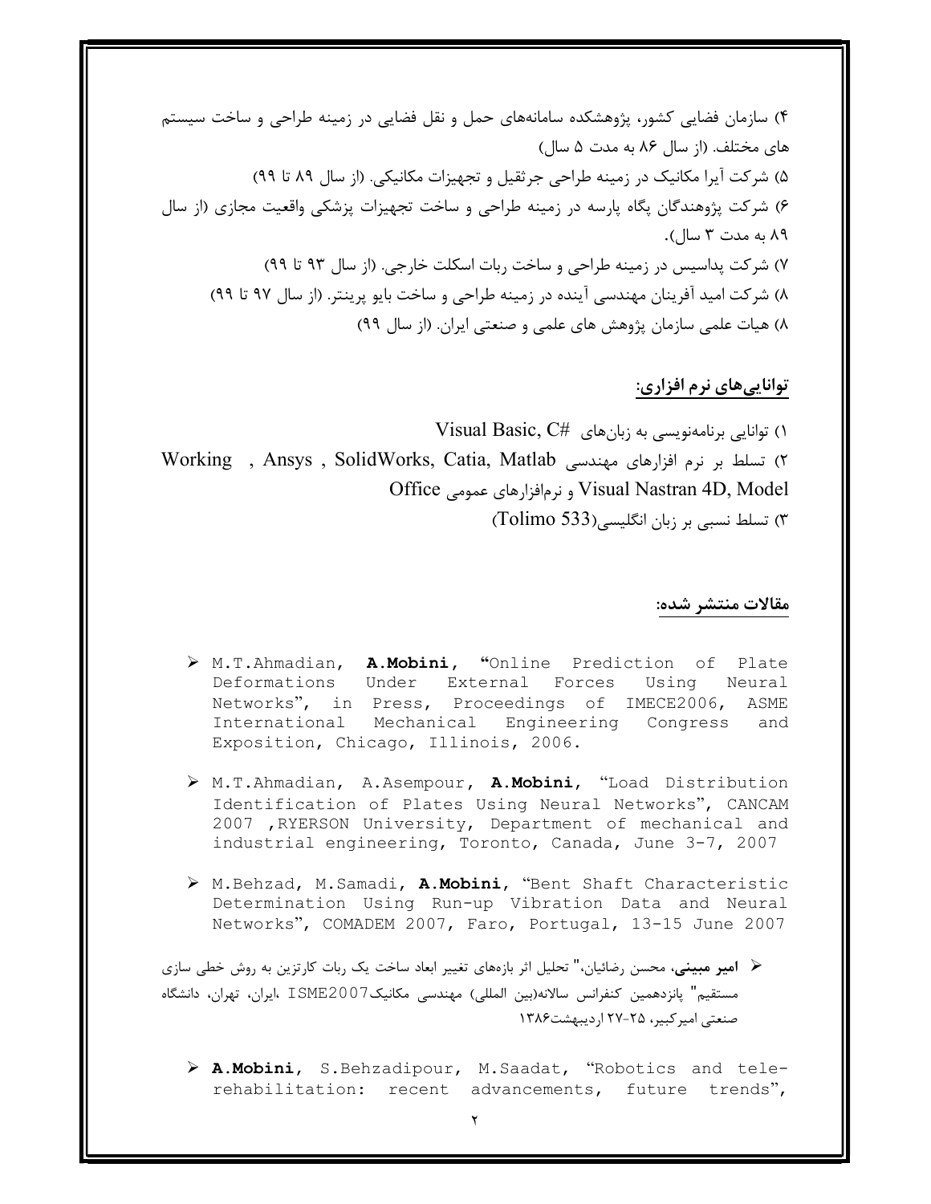۴) سازمان فضایی کشور، پژوهشکده سامانه‌های حمل و نقل فضایی در زمینه طراحی و ساخت سیستم های مختلف. (از سال ۸۶ به مدت ۵ سال)

۵) شرکت آیرا مکانیک در زمینه طراحی جرثقیل و تجهیزات مکانیکی. (از سال ۸۹ تا ۹۹)

۶) شرکت پژوهندگان پگاه پارسه در زمینه طراحی و ساخت تجهیزات پزشکی واقعیت مجازی (از سال ۸۹ به مدت ۳ سال).

۷) شرکت پداسیس در زمینه طراحی و ساخت ربات اسکلت خارجی. (از سال ۹۳ تا ۹۹)

۸) شرکت امید آفرینان مهندسی آینده در زمینه طراحی و ساخت بایو پرینتر. (از سال ۹۷ تا ۹۹)

۸) هیات علمی سازمان پژوهش های علمی و صنعتی ایران. (از سال ۹۹)

## توانایی‌های نرم افزاری:

۱) توانایی برنامه‌نویسی به زبان‌های Visual Basic, C#

۲) تسلط بر نرم افزارهای مهندسی Working , Ansys , SolidWorks, Catia, Matlab Visual Nastran 4D, Model و نرم‌افزارهای عمومی Office

۳) تسلط نسبی بر زبان انگلیسی(Tolimo 533)

## مقالات منتشر شده:

- M.T.Ahmadian, **A.Mobini**, "Online Prediction of Plate Deformations Under External Forces Using Neural Networks", in Press, Proceedings of IMECE2006, ASME International Mechanical Engineering Congress and Exposition, Chicago, Illinois, 2006.

- M.T.Ahmadian, A.Asempour, **A.Mobini**, "Load Distribution Identification of Plates Using Neural Networks", CANCAM 2007 ,RYERSON University, Department of mechanical and industrial engineering, Toronto, Canada, June 3-7, 2007

- M.Behzad, M.Samadi, **A.Mobini**, "Bent Shaft Characteristic Determination Using Run-up Vibration Data and Neural Networks", COMADEM 2007, Faro, Portugal, 13-15 June 2007

- **امیر مبینی**، محسن رضائیان،" تحلیل اثر بازه‌های تغییر ابعاد ساخت یک ربات کارتزین به روش خطی سازی مستقیم" پانزدهمین کنفرانس سالانه(بین المللی) مهندسی مکانیکISME2007 ،ایران، تهران، دانشگاه صنعتی امیرکبیر، ۲۵-۲۷ اردیبهشت۱۳۸۶

- **A.Mobini**, S.Behzadipour, M.Saadat, "Robotics and tele-rehabilitation: recent advancements, future trends",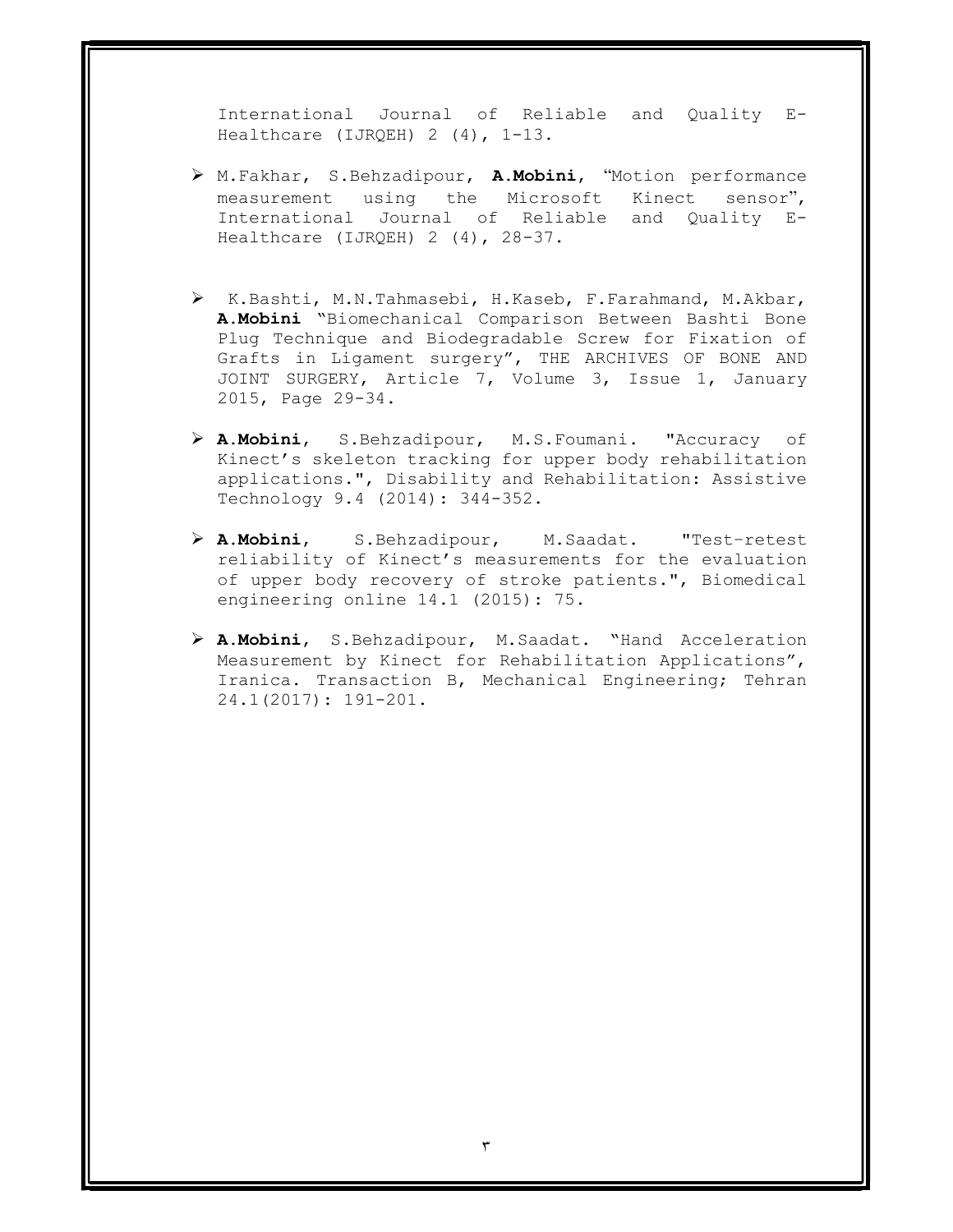International Journal of Reliable and Quality E-Healthcare (IJRQEH) 2 (4), 1-13.

- M.Fakhar, S.Behzadipour, **A.Mobini**, "Motion performance measurement using the Microsoft Kinect sensor", International Journal of Reliable and Quality E-Healthcare (IJRQEH) 2 (4), 28-37.

- K.Bashti, M.N.Tahmasebi, H.Kaseb, F.Farahmand, M.Akbar, **A.Mobini** "Biomechanical Comparison Between Bashti Bone Plug Technique and Biodegradable Screw for Fixation of Grafts in Ligament surgery", THE ARCHIVES OF BONE AND JOINT SURGERY, Article 7, Volume 3, Issue 1, January 2015, Page 29-34.

- **A.Mobini**, S.Behzadipour, M.S.Foumani. "Accuracy of Kinect's skeleton tracking for upper body rehabilitation applications.", Disability and Rehabilitation: Assistive Technology 9.4 (2014): 344-352.

- **A.Mobini**, S.Behzadipour, M.Saadat. "Test–retest reliability of Kinect's measurements for the evaluation of upper body recovery of stroke patients.", Biomedical engineering online 14.1 (2015): 75.

- **A.Mobini**, S.Behzadipour, M.Saadat. "Hand Acceleration Measurement by Kinect for Rehabilitation Applications", Iranica. Transaction B, Mechanical Engineering; Tehran 24.1(2017): 191-201.